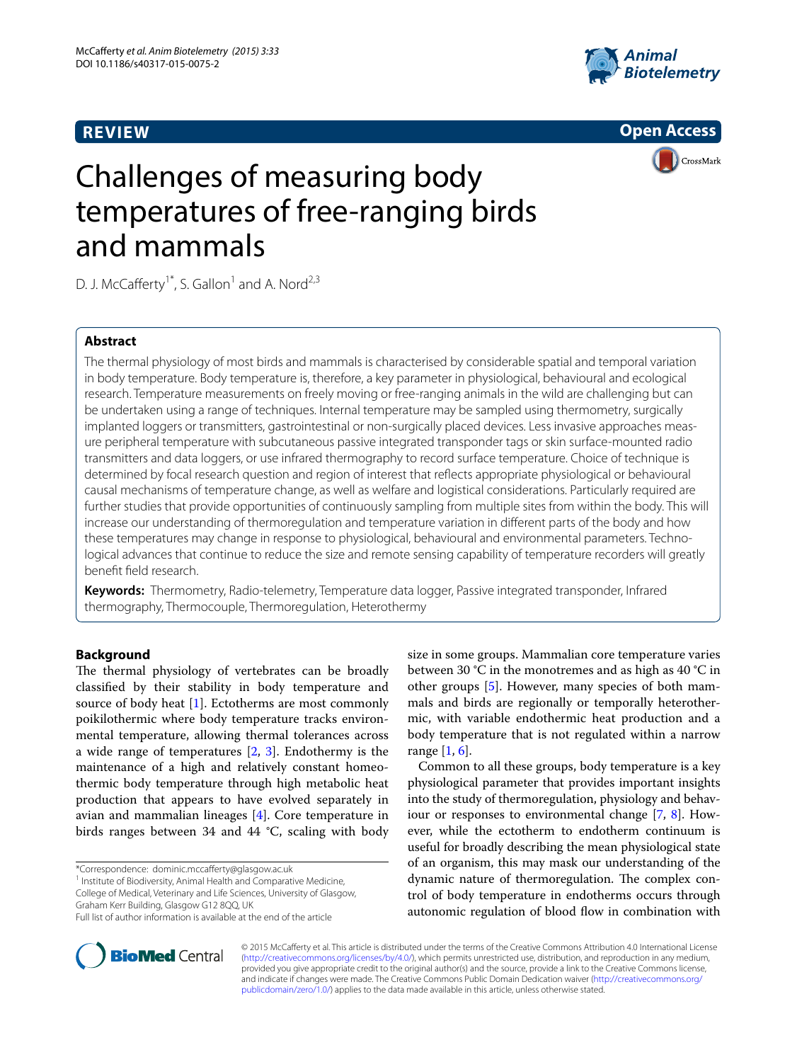**REVIEW** **Open Access**

# Challenges of measuring body temperatures of free-ranging birds and mammals

D. J. McCafferty[1*], S. Gallon[1] and A. Nord[2,3]

## Abstract

The thermal physiology of most birds and mammals is characterised by considerable spatial and temporal variation in body temperature. Body temperature is, therefore, a key parameter in physiological, behavioural and ecological research. Temperature measurements on freely moving or free-ranging animals in the wild are challenging but can be undertaken using a range of techniques. Internal temperature may be sampled using thermometry, surgically implanted loggers or transmitters, gastrointestinal or non-surgically placed devices. Less invasive approaches measure peripheral temperature with subcutaneous passive integrated transponder tags or skin surface-mounted radio transmitters and data loggers, or use infrared thermography to record surface temperature. Choice of technique is determined by focal research question and region of interest that reflects appropriate physiological or behavioural causal mechanisms of temperature change, as well as welfare and logistical considerations. Particularly required are further studies that provide opportunities of continuously sampling from multiple sites from within the body. This will increase our understanding of thermoregulation and temperature variation in different parts of the body and how these temperatures may change in response to physiological, behavioural and environmental parameters. Technological advances that continue to reduce the size and remote sensing capability of temperature recorders will greatly benefit field research.

**Keywords:** Thermometry, Radio-telemetry, Temperature data logger, Passive integrated transponder, Infrared thermography, Thermocouple, Thermoregulation, Heterothermy

## Background

The thermal physiology of vertebrates can be broadly classified by their stability in body temperature and source of body heat [1]. Ectotherms are most commonly poikilothermic where body temperature tracks environmental temperature, allowing thermal tolerances across a wide range of temperatures [2, 3]. Endothermy is the maintenance of a high and relatively constant homeothermic body temperature through high metabolic heat production that appears to have evolved separately in avian and mammalian lineages [4]. Core temperature in birds ranges between 34 and 44 °C, scaling with body size in some groups. Mammalian core temperature varies between 30 °C in the monotremes and as high as 40 °C in other groups [5]. However, many species of both mammals and birds are regionally or temporally heterothermic, with variable endothermic heat production and a body temperature that is not regulated within a narrow range [1, 6].

Common to all these groups, body temperature is a key physiological parameter that provides important insights into the study of thermoregulation, physiology and behaviour or responses to environmental change [7, 8]. However, while the ectotherm to endotherm continuum is useful for broadly describing the mean physiological state of an organism, this may mask our understanding of the dynamic nature of thermoregulation. The complex control of body temperature in endotherms occurs through autonomic regulation of blood flow in combination with

*Correspondence: dominic.mccafferty@glasgow.ac.uk
[1] Institute of Biodiversity, Animal Health and Comparative Medicine, College of Medical, Veterinary and Life Sciences, University of Glasgow, Graham Kerr Building, Glasgow G12 8QQ, UK
Full list of author information is available at the end of the article

© 2015 McCafferty et al. This article is distributed under the terms of the Creative Commons Attribution 4.0 International License (http://creativecommons.org/licenses/by/4.0/), which permits unrestricted use, distribution, and reproduction in any medium, provided you give appropriate credit to the original author(s) and the source, provide a link to the Creative Commons license, and indicate if changes were made. The Creative Commons Public Domain Dedication waiver (http://creativecommons.org/publicdomain/zero/1.0/) applies to the data made available in this article, unless otherwise stated.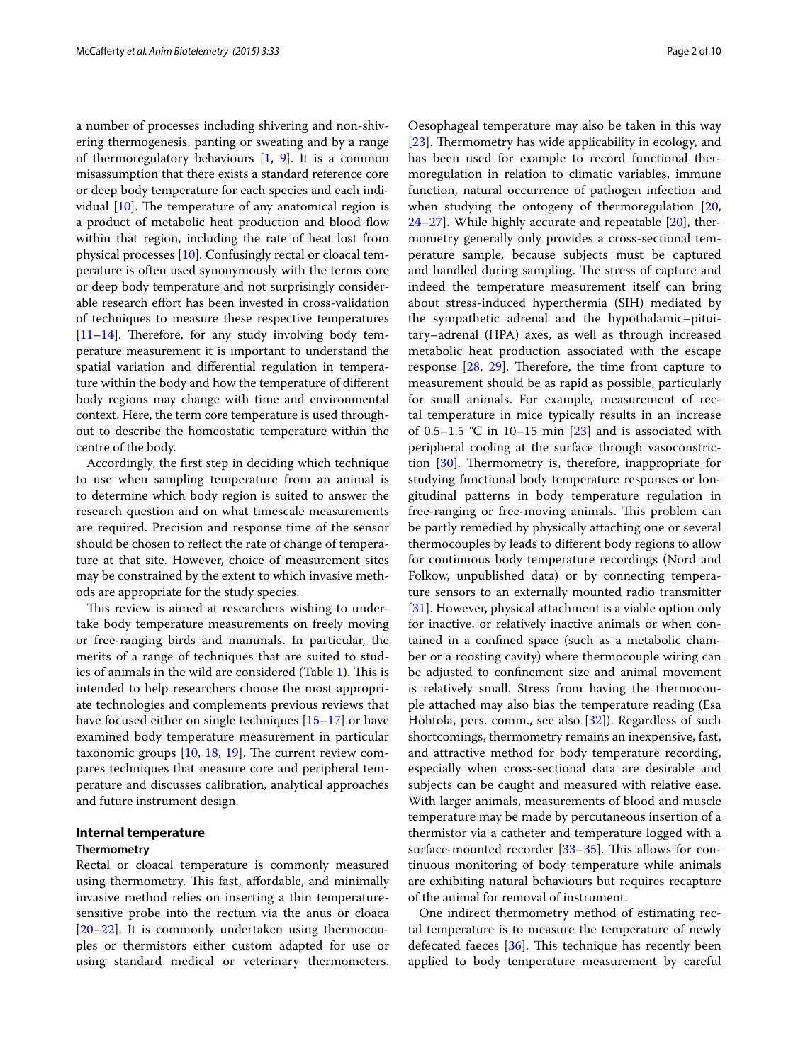a number of processes including shivering and non-shivering thermogenesis, panting or sweating and by a range of thermoregulatory behaviours [1, 9]. It is a common misassumption that there exists a standard reference core or deep body temperature for each species and each individual [10]. The temperature of any anatomical region is a product of metabolic heat production and blood flow within that region, including the rate of heat lost from physical processes [10]. Confusingly rectal or cloacal temperature is often used synonymously with the terms core or deep body temperature and not surprisingly considerable research effort has been invested in cross-validation of techniques to measure these respective temperatures [11–14]. Therefore, for any study involving body temperature measurement it is important to understand the spatial variation and differential regulation in temperature within the body and how the temperature of different body regions may change with time and environmental context. Here, the term core temperature is used throughout to describe the homeostatic temperature within the centre of the body.

Accordingly, the first step in deciding which technique to use when sampling temperature from an animal is to determine which body region is suited to answer the research question and on what timescale measurements are required. Precision and response time of the sensor should be chosen to reflect the rate of change of temperature at that site. However, choice of measurement sites may be constrained by the extent to which invasive methods are appropriate for the study species.

This review is aimed at researchers wishing to undertake body temperature measurements on freely moving or free-ranging birds and mammals. In particular, the merits of a range of techniques that are suited to studies of animals in the wild are considered (Table 1). This is intended to help researchers choose the most appropriate technologies and complements previous reviews that have focused either on single techniques [15–17] or have examined body temperature measurement in particular taxonomic groups [10, 18, 19]. The current review compares techniques that measure core and peripheral temperature and discusses calibration, analytical approaches and future instrument design.

## Internal temperature

### Thermometry

Rectal or cloacal temperature is commonly measured using thermometry. This fast, affordable, and minimally invasive method relies on inserting a thin temperature-sensitive probe into the rectum via the anus or cloaca [20–22]. It is commonly undertaken using thermocouples or thermistors either custom adapted for use or using standard medical or veterinary thermometers. Oesophageal temperature may also be taken in this way [23]. Thermometry has wide applicability in ecology, and has been used for example to record functional thermoregulation in relation to climatic variables, immune function, natural occurrence of pathogen infection and when studying the ontogeny of thermoregulation [20, 24–27]. While highly accurate and repeatable [20], thermometry generally only provides a cross-sectional temperature sample, because subjects must be captured and handled during sampling. The stress of capture and indeed the temperature measurement itself can bring about stress-induced hyperthermia (SIH) mediated by the sympathetic adrenal and the hypothalamic–pituitary–adrenal (HPA) axes, as well as through increased metabolic heat production associated with the escape response [28, 29]. Therefore, the time from capture to measurement should be as rapid as possible, particularly for small animals. For example, measurement of rectal temperature in mice typically results in an increase of 0.5–1.5 °C in 10–15 min [23] and is associated with peripheral cooling at the surface through vasoconstriction [30]. Thermometry is, therefore, inappropriate for studying functional body temperature responses or longitudinal patterns in body temperature regulation in free-ranging or free-moving animals. This problem can be partly remedied by physically attaching one or several thermocouples by leads to different body regions to allow for continuous body temperature recordings (Nord and Folkow, unpublished data) or by connecting temperature sensors to an externally mounted radio transmitter [31]. However, physical attachment is a viable option only for inactive, or relatively inactive animals or when contained in a confined space (such as a metabolic chamber or a roosting cavity) where thermocouple wiring can be adjusted to confinement size and animal movement is relatively small. Stress from having the thermocouple attached may also bias the temperature reading (Esa Hohtola, pers. comm., see also [32]). Regardless of such shortcomings, thermometry remains an inexpensive, fast, and attractive method for body temperature recording, especially when cross-sectional data are desirable and subjects can be caught and measured with relative ease. With larger animals, measurements of blood and muscle temperature may be made by percutaneous insertion of a thermistor via a catheter and temperature logged with a surface-mounted recorder [33–35]. This allows for continuous monitoring of body temperature while animals are exhibiting natural behaviours but requires recapture of the animal for removal of instrument.

One indirect thermometry method of estimating rectal temperature is to measure the temperature of newly defecated faeces [36]. This technique has recently been applied to body temperature measurement by careful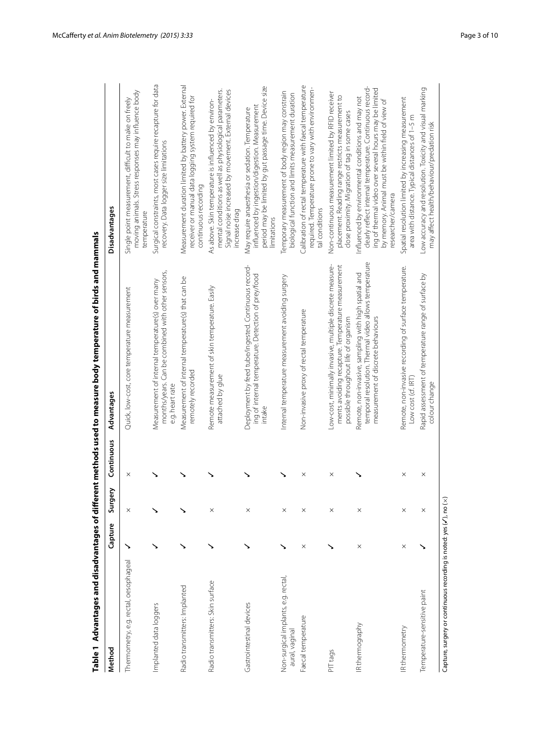**Table 1 Advantages and disadvantages of different methods used to measure body temperature of birds and mammals**

| Method | Capture | Surgery | Continuous | Advantages | Disadvantages |
|---|---|---|---|---|---|
| Thermometry, e.g. rectal, oesophageal | ✓ | × | × | Quick, low-cost, core temperature measurement | Single point measurement, difficult to make on freely moving animals. Stress responses may influence body temperature |
| Implanted data loggers | ✓ | ✓ | ✓ | Measurement of internal temperature(s) over many months/years. Can be combined with other sensors, e.g. heart rate | Surgical constraints, most cases require recapture for data recovery. Data logger size limitations |
| Radio transmitters: Implanted | ✓ | ✓ | ✓ | Measurement of internal temperature(s) that can be remotely recorded | Measurement duration limited by battery power. External receiver or manual data logging system required for continuous recording |
| Radio transmitters: Skin surface | ✓ | × | ✓ | Remote measurement of skin temperature. Easily attached by glue | As above. Skin temperature is influenced by environmental conditions as well as physiological parameters. Signal noise increased by movement. External devices increase drag |
| Gastrointestinal devices | ✓ | × | ✓ | Deployment by feed tube/ingested. Continuous recording of internal temperature. Detection of prey/food intake | May require anaesthesia or sedation. Temperature influenced by ingestion/digestion. Measurement period may be limited by gut passage time. Device size limitations |
| Non-surgical implants, e.g. rectal, aural, vaginal | ✓ | × | ✓ | Internal temperature measurement avoiding surgery | Temporary measurement of body region may constrain biological function and limits measurement duration |
| Faecal temperature | × | × | × | Non-invasive proxy of rectal temperature | Calibration of rectal temperature with faecal temperature required. Temperature prone to vary with environmental conditions |
| PIT tags | ✓ | × | × | Low-cost, minimally invasive, multiple discrete measurements avoiding recapture. Temperature measurement possible throughout life of organism | Non-continuous measurement limited by RFID receiver placement. Reading range restricts measurement to close proximity. Migration of tag in some cases |
| IR thermography | × | × | ✓ | Remote, non-invasive, sampling with high spatial and temporal resolution. Thermal video allows temperature measurement of discrete behaviours | Influenced by environmental conditions and may not clearly reflect internal temperature. Continuous recording of thermal video over several hours may be limited by memory. Animal must be within field of view of researcher/camera |
| IR thermometry | × | × | × | Remote, non-invasive recording of surface temperature. Low cost (cf. IRT) | Spatial resolution limited by increasing measurement area with distance. Typical distances of 1–5 m |
| Temperature-sensitive paint | ✓ | × | × | Rapid assessment of temperature range of surface by colour change | Low accuracy and resolution. Toxicity and visual marking may affect health/behaviour/predation risk |

Capture, surgery or continuous recording is noted: yes (✓), no (×)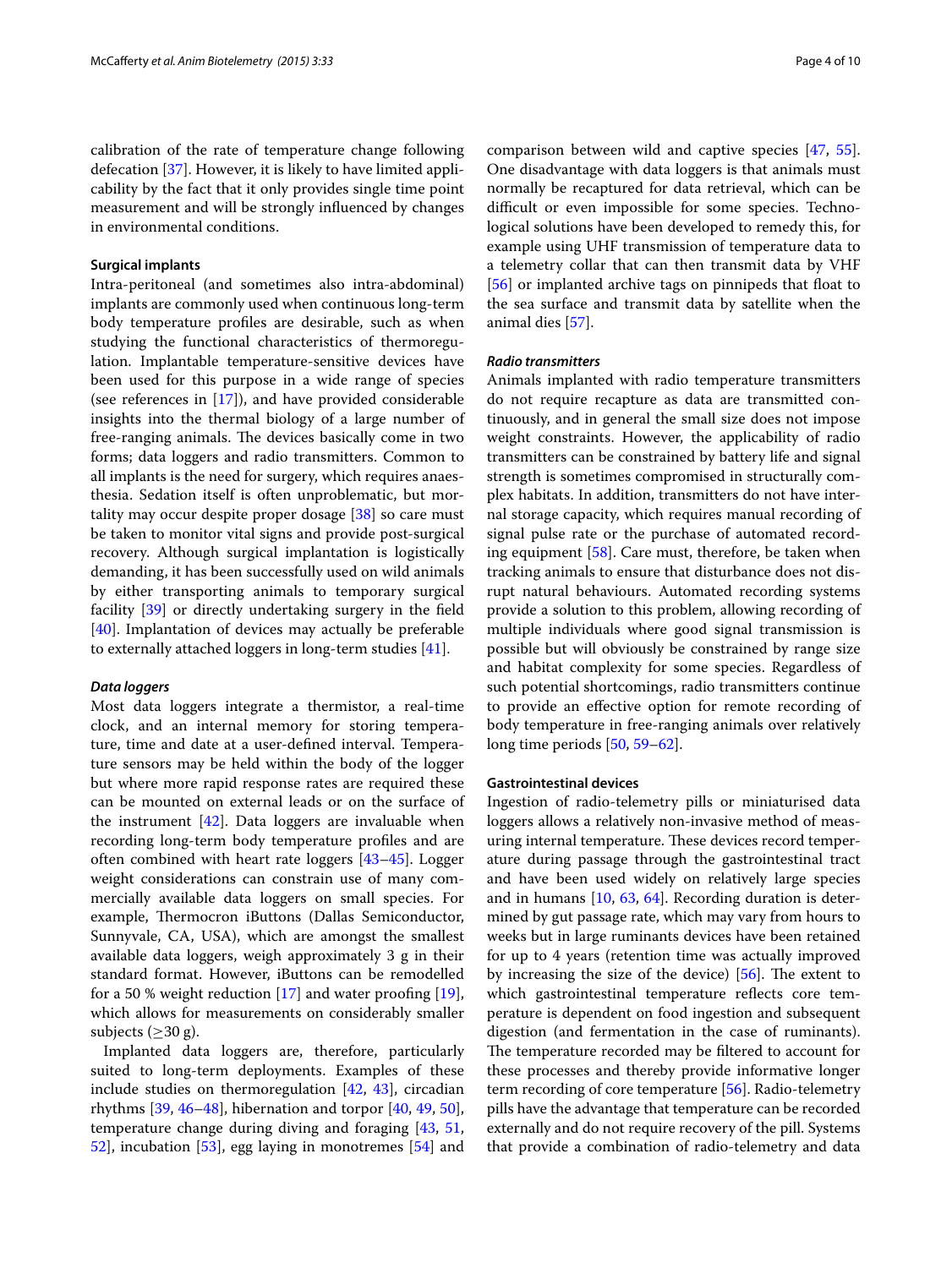calibration of the rate of temperature change following defecation [37]. However, it is likely to have limited applicability by the fact that it only provides single time point measurement and will be strongly influenced by changes in environmental conditions.

### Surgical implants

Intra-peritoneal (and sometimes also intra-abdominal) implants are commonly used when continuous long-term body temperature profiles are desirable, such as when studying the functional characteristics of thermoregulation. Implantable temperature-sensitive devices have been used for this purpose in a wide range of species (see references in [17]), and have provided considerable insights into the thermal biology of a large number of free-ranging animals. The devices basically come in two forms; data loggers and radio transmitters. Common to all implants is the need for surgery, which requires anaesthesia. Sedation itself is often unproblematic, but mortality may occur despite proper dosage [38] so care must be taken to monitor vital signs and provide post-surgical recovery. Although surgical implantation is logistically demanding, it has been successfully used on wild animals by either transporting animals to temporary surgical facility [39] or directly undertaking surgery in the field [40]. Implantation of devices may actually be preferable to externally attached loggers in long-term studies [41].

#### *Data loggers*

Most data loggers integrate a thermistor, a real-time clock, and an internal memory for storing temperature, time and date at a user-defined interval. Temperature sensors may be held within the body of the logger but where more rapid response rates are required these can be mounted on external leads or on the surface of the instrument [42]. Data loggers are invaluable when recording long-term body temperature profiles and are often combined with heart rate loggers [43–45]. Logger weight considerations can constrain use of many commercially available data loggers on small species. For example, Thermocron iButtons (Dallas Semiconductor, Sunnyvale, CA, USA), which are amongst the smallest available data loggers, weigh approximately 3 g in their standard format. However, iButtons can be remodelled for a 50 % weight reduction [17] and water proofing [19], which allows for measurements on considerably smaller subjects ($\geq$30 g).

Implanted data loggers are, therefore, particularly suited to long-term deployments. Examples of these include studies on thermoregulation [42, 43], circadian rhythms [39, 46–48], hibernation and torpor [40, 49, 50], temperature change during diving and foraging [43, 51, 52], incubation [53], egg laying in monotremes [54] and comparison between wild and captive species [47, 55]. One disadvantage with data loggers is that animals must normally be recaptured for data retrieval, which can be difficult or even impossible for some species. Technological solutions have been developed to remedy this, for example using UHF transmission of temperature data to a telemetry collar that can then transmit data by VHF [56] or implanted archive tags on pinnipeds that float to the sea surface and transmit data by satellite when the animal dies [57].

#### *Radio transmitters*

Animals implanted with radio temperature transmitters do not require recapture as data are transmitted continuously, and in general the small size does not impose weight constraints. However, the applicability of radio transmitters can be constrained by battery life and signal strength is sometimes compromised in structurally complex habitats. In addition, transmitters do not have internal storage capacity, which requires manual recording of signal pulse rate or the purchase of automated recording equipment [58]. Care must, therefore, be taken when tracking animals to ensure that disturbance does not disrupt natural behaviours. Automated recording systems provide a solution to this problem, allowing recording of multiple individuals where good signal transmission is possible but will obviously be constrained by range size and habitat complexity for some species. Regardless of such potential shortcomings, radio transmitters continue to provide an effective option for remote recording of body temperature in free-ranging animals over relatively long time periods [50, 59–62].

### Gastrointestinal devices

Ingestion of radio-telemetry pills or miniaturised data loggers allows a relatively non-invasive method of measuring internal temperature. These devices record temperature during passage through the gastrointestinal tract and have been used widely on relatively large species and in humans [10, 63, 64]. Recording duration is determined by gut passage rate, which may vary from hours to weeks but in large ruminants devices have been retained for up to 4 years (retention time was actually improved by increasing the size of the device) [56]. The extent to which gastrointestinal temperature reflects core temperature is dependent on food ingestion and subsequent digestion (and fermentation in the case of ruminants). The temperature recorded may be filtered to account for these processes and thereby provide informative longer term recording of core temperature [56]. Radio-telemetry pills have the advantage that temperature can be recorded externally and do not require recovery of the pill. Systems that provide a combination of radio-telemetry and data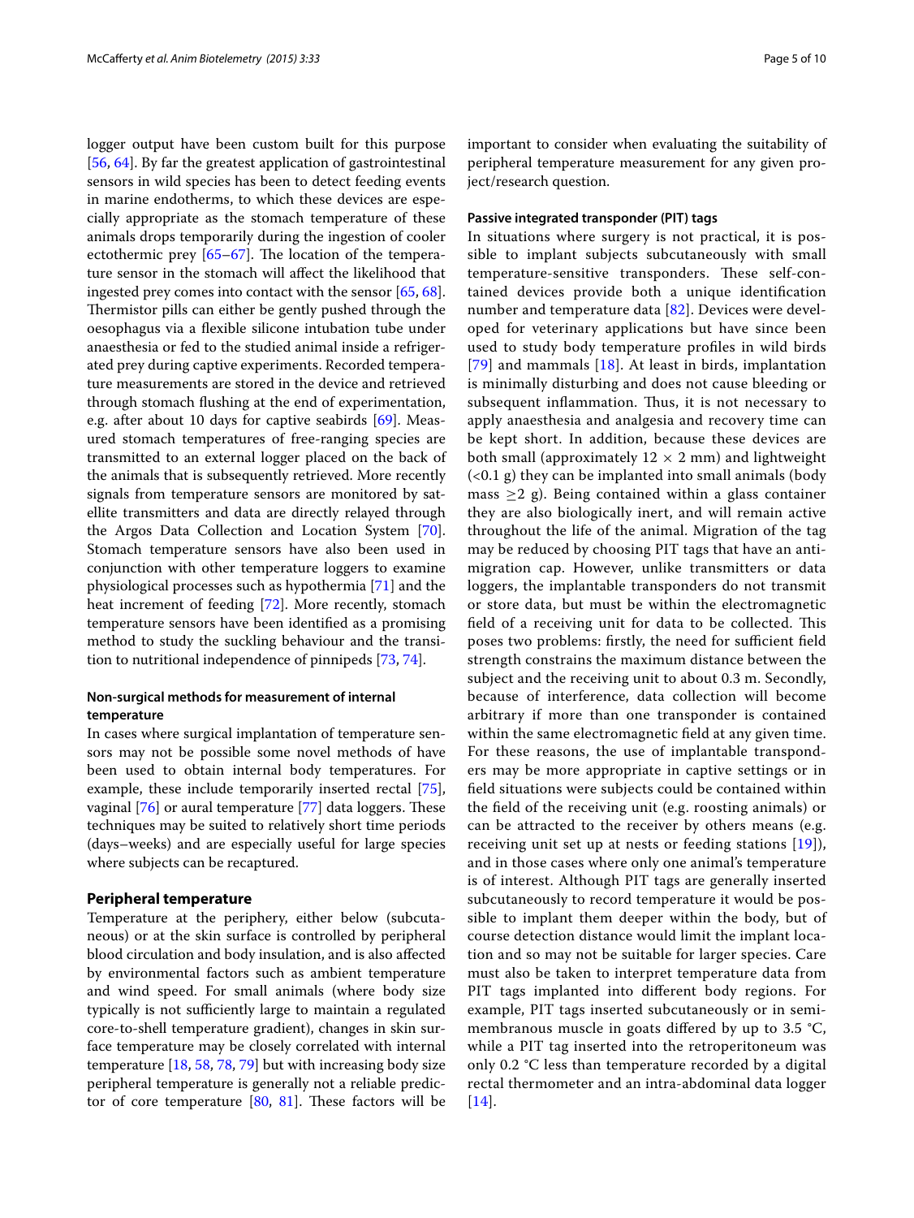logger output have been custom built for this purpose [56, 64]. By far the greatest application of gastrointestinal sensors in wild species has been to detect feeding events in marine endotherms, to which these devices are especially appropriate as the stomach temperature of these animals drops temporarily during the ingestion of cooler ectothermic prey [65–67]. The location of the temperature sensor in the stomach will affect the likelihood that ingested prey comes into contact with the sensor [65, 68]. Thermistor pills can either be gently pushed through the oesophagus via a flexible silicone intubation tube under anaesthesia or fed to the studied animal inside a refrigerated prey during captive experiments. Recorded temperature measurements are stored in the device and retrieved through stomach flushing at the end of experimentation, e.g. after about 10 days for captive seabirds [69]. Measured stomach temperatures of free-ranging species are transmitted to an external logger placed on the back of the animals that is subsequently retrieved. More recently signals from temperature sensors are monitored by satellite transmitters and data are directly relayed through the Argos Data Collection and Location System [70]. Stomach temperature sensors have also been used in conjunction with other temperature loggers to examine physiological processes such as hypothermia [71] and the heat increment of feeding [72]. More recently, stomach temperature sensors have been identified as a promising method to study the suckling behaviour and the transition to nutritional independence of pinnipeds [73, 74].

#### Non-surgical methods for measurement of internal temperature

In cases where surgical implantation of temperature sensors may not be possible some novel methods of have been used to obtain internal body temperatures. For example, these include temporarily inserted rectal [75], vaginal [76] or aural temperature [77] data loggers. These techniques may be suited to relatively short time periods (days–weeks) and are especially useful for large species where subjects can be recaptured.

### Peripheral temperature

Temperature at the periphery, either below (subcutaneous) or at the skin surface is controlled by peripheral blood circulation and body insulation, and is also affected by environmental factors such as ambient temperature and wind speed. For small animals (where body size typically is not sufficiently large to maintain a regulated core-to-shell temperature gradient), changes in skin surface temperature may be closely correlated with internal temperature [18, 58, 78, 79] but with increasing body size peripheral temperature is generally not a reliable predictor of core temperature [80, 81]. These factors will be important to consider when evaluating the suitability of peripheral temperature measurement for any given project/research question.

#### Passive integrated transponder (PIT) tags

In situations where surgery is not practical, it is possible to implant subjects subcutaneously with small temperature-sensitive transponders. These self-contained devices provide both a unique identification number and temperature data [82]. Devices were developed for veterinary applications but have since been used to study body temperature profiles in wild birds [79] and mammals [18]. At least in birds, implantation is minimally disturbing and does not cause bleeding or subsequent inflammation. Thus, it is not necessary to apply anaesthesia and analgesia and recovery time can be kept short. In addition, because these devices are both small (approximately $12 \times 2$ mm) and lightweight (<0.1 g) they can be implanted into small animals (body mass $\geq$2 g). Being contained within a glass container they are also biologically inert, and will remain active throughout the life of the animal. Migration of the tag may be reduced by choosing PIT tags that have an anti-migration cap. However, unlike transmitters or data loggers, the implantable transponders do not transmit or store data, but must be within the electromagnetic field of a receiving unit for data to be collected. This poses two problems: firstly, the need for sufficient field strength constrains the maximum distance between the subject and the receiving unit to about 0.3 m. Secondly, because of interference, data collection will become arbitrary if more than one transponder is contained within the same electromagnetic field at any given time. For these reasons, the use of implantable transponders may be more appropriate in captive settings or in field situations were subjects could be contained within the field of the receiving unit (e.g. roosting animals) or can be attracted to the receiver by others means (e.g. receiving unit set up at nests or feeding stations [19]), and in those cases where only one animal's temperature is of interest. Although PIT tags are generally inserted subcutaneously to record temperature it would be possible to implant them deeper within the body, but of course detection distance would limit the implant location and so may not be suitable for larger species. Care must also be taken to interpret temperature data from PIT tags implanted into different body regions. For example, PIT tags inserted subcutaneously or in semimembranous muscle in goats differed by up to 3.5 °C, while a PIT tag inserted into the retroperitoneum was only 0.2 °C less than temperature recorded by a digital rectal thermometer and an intra-abdominal data logger [14].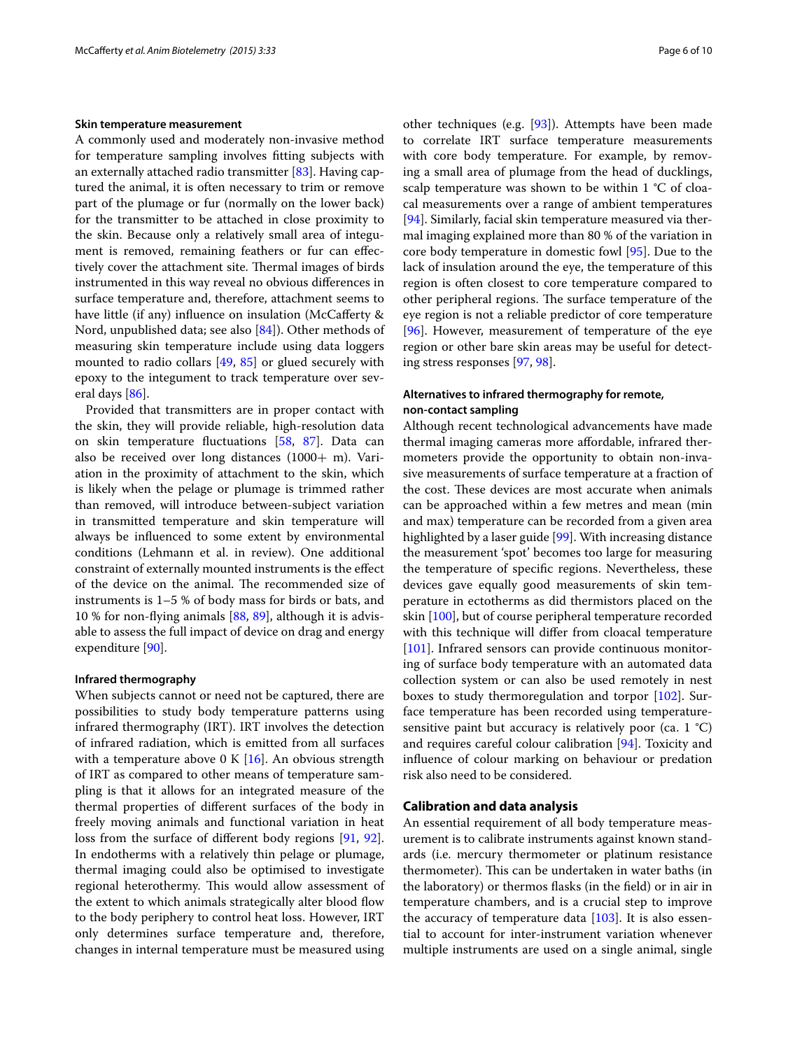#### Skin temperature measurement

A commonly used and moderately non-invasive method for temperature sampling involves fitting subjects with an externally attached radio transmitter [83]. Having captured the animal, it is often necessary to trim or remove part of the plumage or fur (normally on the lower back) for the transmitter to be attached in close proximity to the skin. Because only a relatively small area of integument is removed, remaining feathers or fur can effectively cover the attachment site. Thermal images of birds instrumented in this way reveal no obvious differences in surface temperature and, therefore, attachment seems to have little (if any) influence on insulation (McCafferty & Nord, unpublished data; see also [84]). Other methods of measuring skin temperature include using data loggers mounted to radio collars [49, 85] or glued securely with epoxy to the integument to track temperature over several days [86].

Provided that transmitters are in proper contact with the skin, they will provide reliable, high-resolution data on skin temperature fluctuations [58, 87]. Data can also be received over long distances (1000+ m). Variation in the proximity of attachment to the skin, which is likely when the pelage or plumage is trimmed rather than removed, will introduce between-subject variation in transmitted temperature and skin temperature will always be influenced to some extent by environmental conditions (Lehmann et al. in review). One additional constraint of externally mounted instruments is the effect of the device on the animal. The recommended size of instruments is 1–5 % of body mass for birds or bats, and 10 % for non-flying animals [88, 89], although it is advisable to assess the full impact of device on drag and energy expenditure [90].

#### Infrared thermography

When subjects cannot or need not be captured, there are possibilities to study body temperature patterns using infrared thermography (IRT). IRT involves the detection of infrared radiation, which is emitted from all surfaces with a temperature above 0 K [16]. An obvious strength of IRT as compared to other means of temperature sampling is that it allows for an integrated measure of the thermal properties of different surfaces of the body in freely moving animals and functional variation in heat loss from the surface of different body regions [91, 92]. In endotherms with a relatively thin pelage or plumage, thermal imaging could also be optimised to investigate regional heterothermy. This would allow assessment of the extent to which animals strategically alter blood flow to the body periphery to control heat loss. However, IRT only determines surface temperature and, therefore, changes in internal temperature must be measured using other techniques (e.g. [93]). Attempts have been made to correlate IRT surface temperature measurements with core body temperature. For example, by removing a small area of plumage from the head of ducklings, scalp temperature was shown to be within 1 °C of cloacal measurements over a range of ambient temperatures [94]. Similarly, facial skin temperature measured via thermal imaging explained more than 80 % of the variation in core body temperature in domestic fowl [95]. Due to the lack of insulation around the eye, the temperature of this region is often closest to core temperature compared to other peripheral regions. The surface temperature of the eye region is not a reliable predictor of core temperature [96]. However, measurement of temperature of the eye region or other bare skin areas may be useful for detecting stress responses [97, 98].

#### Alternatives to infrared thermography for remote, non-contact sampling

Although recent technological advancements have made thermal imaging cameras more affordable, infrared thermometers provide the opportunity to obtain non-invasive measurements of surface temperature at a fraction of the cost. These devices are most accurate when animals can be approached within a few metres and mean (min and max) temperature can be recorded from a given area highlighted by a laser guide [99]. With increasing distance the measurement 'spot' becomes too large for measuring the temperature of specific regions. Nevertheless, these devices gave equally good measurements of skin temperature in ectotherms as did thermistors placed on the skin [100], but of course peripheral temperature recorded with this technique will differ from cloacal temperature [101]. Infrared sensors can provide continuous monitoring of surface body temperature with an automated data collection system or can also be used remotely in nest boxes to study thermoregulation and torpor [102]. Surface temperature has been recorded using temperature-sensitive paint but accuracy is relatively poor (ca. 1 °C) and requires careful colour calibration [94]. Toxicity and influence of colour marking on behaviour or predation risk also need to be considered.

### Calibration and data analysis

An essential requirement of all body temperature measurement is to calibrate instruments against known standards (i.e. mercury thermometer or platinum resistance thermometer). This can be undertaken in water baths (in the laboratory) or thermos flasks (in the field) or in air in temperature chambers, and is a crucial step to improve the accuracy of temperature data [103]. It is also essential to account for inter-instrument variation whenever multiple instruments are used on a single animal, single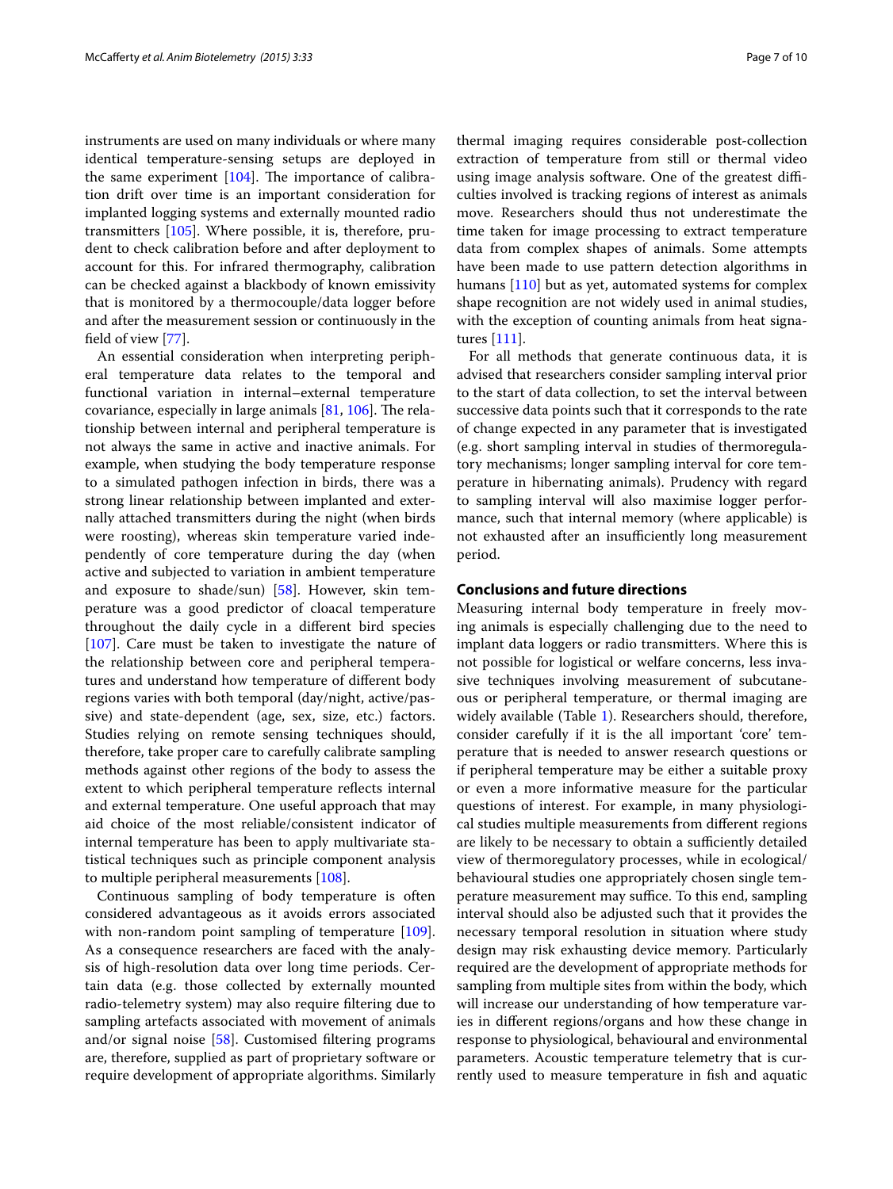instruments are used on many individuals or where many identical temperature-sensing setups are deployed in the same experiment [104]. The importance of calibration drift over time is an important consideration for implanted logging systems and externally mounted radio transmitters [105]. Where possible, it is, therefore, prudent to check calibration before and after deployment to account for this. For infrared thermography, calibration can be checked against a blackbody of known emissivity that is monitored by a thermocouple/data logger before and after the measurement session or continuously in the field of view [77].

An essential consideration when interpreting peripheral temperature data relates to the temporal and functional variation in internal–external temperature covariance, especially in large animals [81, 106]. The relationship between internal and peripheral temperature is not always the same in active and inactive animals. For example, when studying the body temperature response to a simulated pathogen infection in birds, there was a strong linear relationship between implanted and externally attached transmitters during the night (when birds were roosting), whereas skin temperature varied independently of core temperature during the day (when active and subjected to variation in ambient temperature and exposure to shade/sun) [58]. However, skin temperature was a good predictor of cloacal temperature throughout the daily cycle in a different bird species [107]. Care must be taken to investigate the nature of the relationship between core and peripheral temperatures and understand how temperature of different body regions varies with both temporal (day/night, active/passive) and state-dependent (age, sex, size, etc.) factors. Studies relying on remote sensing techniques should, therefore, take proper care to carefully calibrate sampling methods against other regions of the body to assess the extent to which peripheral temperature reflects internal and external temperature. One useful approach that may aid choice of the most reliable/consistent indicator of internal temperature has been to apply multivariate statistical techniques such as principle component analysis to multiple peripheral measurements [108].

Continuous sampling of body temperature is often considered advantageous as it avoids errors associated with non-random point sampling of temperature [109]. As a consequence researchers are faced with the analysis of high-resolution data over long time periods. Certain data (e.g. those collected by externally mounted radio-telemetry system) may also require filtering due to sampling artefacts associated with movement of animals and/or signal noise [58]. Customised filtering programs are, therefore, supplied as part of proprietary software or require development of appropriate algorithms. Similarly thermal imaging requires considerable post-collection extraction of temperature from still or thermal video using image analysis software. One of the greatest difficulties involved is tracking regions of interest as animals move. Researchers should thus not underestimate the time taken for image processing to extract temperature data from complex shapes of animals. Some attempts have been made to use pattern detection algorithms in humans [110] but as yet, automated systems for complex shape recognition are not widely used in animal studies, with the exception of counting animals from heat signatures [111].

For all methods that generate continuous data, it is advised that researchers consider sampling interval prior to the start of data collection, to set the interval between successive data points such that it corresponds to the rate of change expected in any parameter that is investigated (e.g. short sampling interval in studies of thermoregulatory mechanisms; longer sampling interval for core temperature in hibernating animals). Prudency with regard to sampling interval will also maximise logger performance, such that internal memory (where applicable) is not exhausted after an insufficiently long measurement period.

## Conclusions and future directions

Measuring internal body temperature in freely moving animals is especially challenging due to the need to implant data loggers or radio transmitters. Where this is not possible for logistical or welfare concerns, less invasive techniques involving measurement of subcutaneous or peripheral temperature, or thermal imaging are widely available (Table 1). Researchers should, therefore, consider carefully if it is the all important 'core' temperature that is needed to answer research questions or if peripheral temperature may be either a suitable proxy or even a more informative measure for the particular questions of interest. For example, in many physiological studies multiple measurements from different regions are likely to be necessary to obtain a sufficiently detailed view of thermoregulatory processes, while in ecological/behavioural studies one appropriately chosen single temperature measurement may suffice. To this end, sampling interval should also be adjusted such that it provides the necessary temporal resolution in situation where study design may risk exhausting device memory. Particularly required are the development of appropriate methods for sampling from multiple sites from within the body, which will increase our understanding of how temperature varies in different regions/organs and how these change in response to physiological, behavioural and environmental parameters. Acoustic temperature telemetry that is currently used to measure temperature in fish and aquatic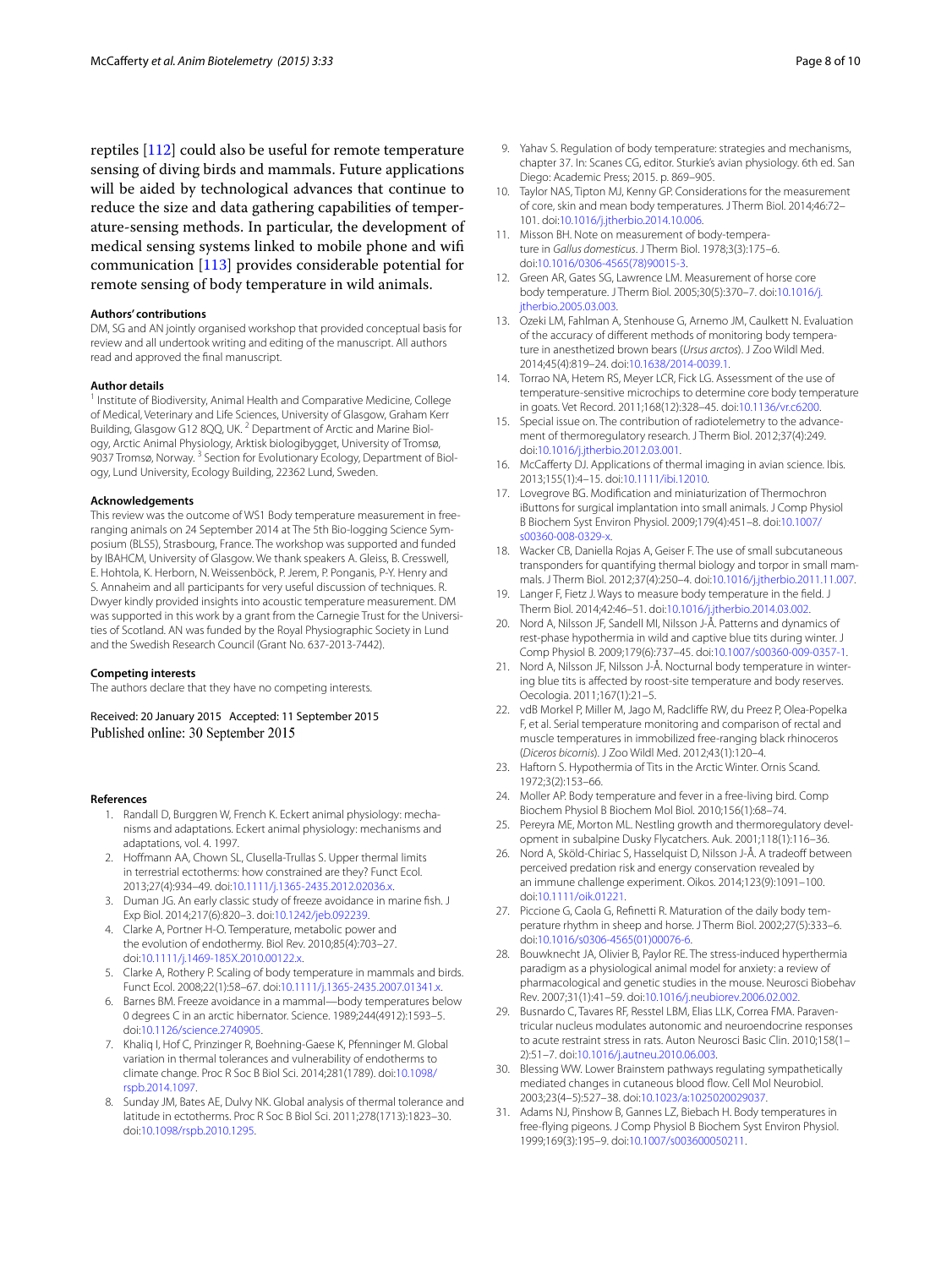reptiles [112] could also be useful for remote temperature sensing of diving birds and mammals. Future applications will be aided by technological advances that continue to reduce the size and data gathering capabilities of temperature-sensing methods. In particular, the development of medical sensing systems linked to mobile phone and wifi communication [113] provides considerable potential for remote sensing of body temperature in wild animals.

**Authors' contributions**

DM, SG and AN jointly organised workshop that provided conceptual basis for review and all undertook writing and editing of the manuscript. All authors read and approved the final manuscript.

**Author details**

[1] Institute of Biodiversity, Animal Health and Comparative Medicine, College of Medical, Veterinary and Life Sciences, University of Glasgow, Graham Kerr Building, Glasgow G12 8QQ, UK. [2] Department of Arctic and Marine Biology, Arctic Animal Physiology, Arktisk biologibygget, University of Tromsø, 9037 Tromsø, Norway. [3] Section for Evolutionary Ecology, Department of Biology, Lund University, Ecology Building, 22362 Lund, Sweden.

**Acknowledgements**

This review was the outcome of WS1 Body temperature measurement in free-ranging animals on 24 September 2014 at The 5th Bio-logging Science Symposium (BLS5), Strasbourg, France. The workshop was supported and funded by IBAHCM, University of Glasgow. We thank speakers A. Gleiss, B. Cresswell, E. Hohtola, K. Herborn, N. Weissenböck, P. Jerem, P. Ponganis, P-Y. Henry and S. Annaheim and all participants for very useful discussion of techniques. R. Dwyer kindly provided insights into acoustic temperature measurement. DM was supported in this work by a grant from the Carnegie Trust for the Universities of Scotland. AN was funded by the Royal Physiographic Society in Lund and the Swedish Research Council (Grant No. 637-2013-7442).

**Competing interests**

The authors declare that they have no competing interests.

Received: 20 January 2015 Accepted: 11 September 2015
Published online: 30 September 2015

## References

1. Randall D, Burggren W, French K. Eckert animal physiology: mechanisms and adaptations. Eckert animal physiology: mechanisms and adaptations, vol. 4. 1997.
2. Hoffmann AA, Chown SL, Clusella-Trullas S. Upper thermal limits in terrestrial ectotherms: how constrained are they? Funct Ecol. 2013;27(4):934–49. doi:10.1111/j.1365-2435.2012.02036.x.
3. Duman JG. An early classic study of freeze avoidance in marine fish. J Exp Biol. 2014;217(6):820–3. doi:10.1242/jeb.092239.
4. Clarke A, Portner H-O. Temperature, metabolic power and the evolution of endothermy. Biol Rev. 2010;85(4):703–27. doi:10.1111/j.1469-185X.2010.00122.x.
5. Clarke A, Rothery P. Scaling of body temperature in mammals and birds. Funct Ecol. 2008;22(1):58–67. doi:10.1111/j.1365-2435.2007.01341.x.
6. Barnes BM. Freeze avoidance in a mammal—body temperatures below 0 degrees C in an arctic hibernator. Science. 1989;244(4912):1593–5. doi:10.1126/science.2740905.
7. Khaliq I, Hof C, Prinzinger R, Boehning-Gaese K, Pfenninger M. Global variation in thermal tolerances and vulnerability of endotherms to climate change. Proc R Soc B Biol Sci. 2014;281(1789). doi:10.1098/rspb.2014.1097.
8. Sunday JM, Bates AE, Dulvy NK. Global analysis of thermal tolerance and latitude in ectotherms. Proc R Soc B Biol Sci. 2011;278(1713):1823–30. doi:10.1098/rspb.2010.1295.
9. Yahav S. Regulation of body temperature: strategies and mechanisms, chapter 37. In: Scanes CG, editor. Sturkie's avian physiology. 6th ed. San Diego: Academic Press; 2015. p. 869–905.
10. Taylor NAS, Tipton MJ, Kenny GP. Considerations for the measurement of core, skin and mean body temperatures. J Therm Biol. 2014;46:72–101. doi:10.1016/j.jtherbio.2014.10.006.
11. Misson BH. Note on measurement of body-temperature in *Gallus domesticus*. J Therm Biol. 1978;3(3):175–6. doi:10.1016/0306-4565(78)90015-3.
12. Green AR, Gates SG, Lawrence LM. Measurement of horse core body temperature. J Therm Biol. 2005;30(5):370–7. doi:10.1016/j.jtherbio.2005.03.003.
13. Ozeki LM, Fahlman A, Stenhouse G, Arnemo JM, Caulkett N. Evaluation of the accuracy of different methods of monitoring body temperature in anesthetized brown bears (*Ursus arctos*). J Zoo Wildl Med. 2014;45(4):819–24. doi:10.1638/2014-0039.1.
14. Torrao NA, Hetem RS, Meyer LCR, Fick LG. Assessment of the use of temperature-sensitive microchips to determine core body temperature in goats. Vet Record. 2011;168(12):328–45. doi:10.1136/vr.c6200.
15. Special issue on. The contribution of radiotelemetry to the advancement of thermoregulatory research. J Therm Biol. 2012;37(4):249. doi:10.1016/j.jtherbio.2012.03.001.
16. McCafferty DJ. Applications of thermal imaging in avian science. Ibis. 2013;155(1):4–15. doi:10.1111/ibi.12010.
17. Lovegrove BG. Modification and miniaturization of Thermochron iButtons for surgical implantation into small animals. J Comp Physiol B Biochem Syst Environ Physiol. 2009;179(4):451–8. doi:10.1007/s00360-008-0329-x.
18. Wacker CB, Daniella Rojas A, Geiser F. The use of small subcutaneous transponders for quantifying thermal biology and torpor in small mammals. J Therm Biol. 2012;37(4):250–4. doi:10.1016/j.jtherbio.2011.11.007.
19. Langer F, Fietz J. Ways to measure body temperature in the field. J Therm Biol. 2014;42:46–51. doi:10.1016/j.jtherbio.2014.03.002.
20. Nord A, Nilsson JF, Sandell MI, Nilsson J-Å. Patterns and dynamics of rest-phase hypothermia in wild and captive blue tits during winter. J Comp Physiol B. 2009;179(6):737–45. doi:10.1007/s00360-009-0357-1.
21. Nord A, Nilsson JF, Nilsson J-Å. Nocturnal body temperature in wintering blue tits is affected by roost-site temperature and body reserves. Oecologia. 2011;167(1):21–5.
22. vdB Morkel P, Miller M, Jago M, Radcliffe RW, du Preez P, Olea-Popelka F, et al. Serial temperature monitoring and comparison of rectal and muscle temperatures in immobilized free-ranging black rhinoceros (*Diceros bicornis*). J Zoo Wildl Med. 2012;43(1):120–4.
23. Haftorn S. Hypothermia of Tits in the Arctic Winter. Ornis Scand. 1972;3(2):153–66.
24. Moller AP. Body temperature and fever in a free-living bird. Comp Biochem Physiol B Biochem Mol Biol. 2010;156(1):68–74.
25. Pereyra ME, Morton ML. Nestling growth and thermoregulatory development in subalpine Dusky Flycatchers. Auk. 2001;118(1):116–36.
26. Nord A, Sköld-Chiriac S, Hasselquist D, Nilsson J-Å. A tradeoff between perceived predation risk and energy conservation revealed by an immune challenge experiment. Oikos. 2014;123(9):1091–100. doi:10.1111/oik.01221.
27. Piccione G, Caola G, Refinetti R. Maturation of the daily body temperature rhythm in sheep and horse. J Therm Biol. 2002;27(5):333–6. doi:10.1016/s0306-4565(01)00076-6.
28. Bouwknecht JA, Olivier B, Paylor RE. The stress-induced hyperthermia paradigm as a physiological animal model for anxiety: a review of pharmacological and genetic studies in the mouse. Neurosci Biobehav Rev. 2007;31(1):41–59. doi:10.1016/j.neubiorev.2006.02.002.
29. Busnardo C, Tavares RF, Resstel LBM, Elias LLK, Correa FMA. Paraventricular nucleus modulates autonomic and neuroendocrine responses to acute restraint stress in rats. Auton Neurosci Basic Clin. 2010;158(1–2):51–7. doi:10.1016/j.autneu.2010.06.003.
30. Blessing WW. Lower Brainstem pathways regulating sympathetically mediated changes in cutaneous blood flow. Cell Mol Neurobiol. 2003;23(4–5):527–38. doi:10.1023/a:1025020029037.
31. Adams NJ, Pinshow B, Gannes LZ, Biebach H. Body temperatures in free-flying pigeons. J Comp Physiol B Biochem Syst Environ Physiol. 1999;169(3):195–9. doi:10.1007/s003600050211.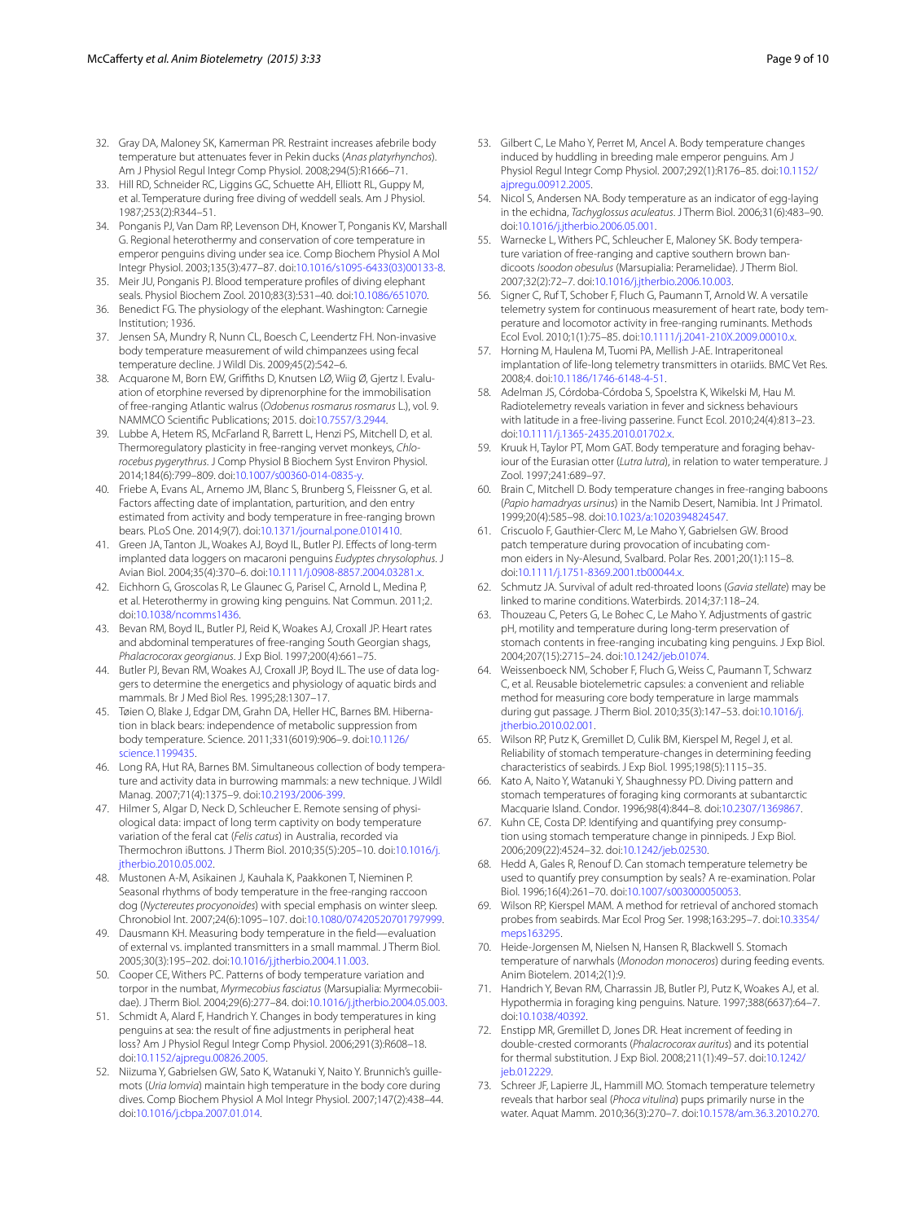32. Gray DA, Maloney SK, Kamerman PR. Restraint increases afebrile body temperature but attenuates fever in Pekin ducks (*Anas platyrhynchos*). Am J Physiol Regul Integr Comp Physiol. 2008;294(5):R1666–71.
33. Hill RD, Schneider RC, Liggins GC, Schuette AH, Elliott RL, Guppy M, et al. Temperature during free diving of weddell seals. Am J Physiol. 1987;253(2):R344–51.
34. Ponganis PJ, Van Dam RP, Levenson DH, Knower T, Ponganis KV, Marshall G. Regional heterothermy and conservation of core temperature in emperor penguins diving under sea ice. Comp Biochem Physiol A Mol Integr Physiol. 2003;135(3):477–87. doi:10.1016/s1095-6433(03)00133-8.
35. Meir JU, Ponganis PJ. Blood temperature profiles of diving elephant seals. Physiol Biochem Zool. 2010;83(3):531–40. doi:10.1086/651070.
36. Benedict FG. The physiology of the elephant. Washington: Carnegie Institution; 1936.
37. Jensen SA, Mundry R, Nunn CL, Boesch C, Leendertz FH. Non-invasive body temperature measurement of wild chimpanzees using fecal temperature decline. J Wildl Dis. 2009;45(2):542–6.
38. Acquarone M, Born EW, Griffiths D, Knutsen LØ, Wiig Ø, Gjertz I. Evaluation of etorphine reversed by diprenorphine for the immobilisation of free-ranging Atlantic walrus (*Odobenus rosmarus rosmarus* L.), vol. 9. NAMMCO Scientific Publications; 2015. doi:10.7557/3.2944.
39. Lubbe A, Hetem RS, McFarland R, Barrett L, Henzi PS, Mitchell D, et al. Thermoregulatory plasticity in free-ranging vervet monkeys, *Chlorocebus pygerythrus*. J Comp Physiol B Biochem Syst Environ Physiol. 2014;184(6):799–809. doi:10.1007/s00360-014-0835-y.
40. Friebe A, Evans AL, Arnemo JM, Blanc S, Brunberg S, Fleissner G, et al. Factors affecting date of implantation, parturition, and den entry estimated from activity and body temperature in free-ranging brown bears. PLoS One. 2014;9(7). doi:10.1371/journal.pone.0101410.
41. Green JA, Tanton JL, Woakes AJ, Boyd IL, Butler PJ. Effects of long-term implanted data loggers on macaroni penguins *Eudyptes chrysolophus*. J Avian Biol. 2004;35(4):370–6. doi:10.1111/j.0908-8857.2004.03281.x.
42. Eichhorn G, Groscolas R, Le Glaunec G, Parisel C, Arnold L, Medina P, et al. Heterothermy in growing king penguins. Nat Commun. 2011;2. doi:10.1038/ncomms1436.
43. Bevan RM, Boyd IL, Butler PJ, Reid K, Woakes AJ, Croxall JP. Heart rates and abdominal temperatures of free-ranging South Georgian shags, *Phalacrocorax georgianus*. J Exp Biol. 1997;200(4):661–75.
44. Butler PJ, Bevan RM, Woakes AJ, Croxall JP, Boyd IL. The use of data loggers to determine the energetics and physiology of aquatic birds and mammals. Br J Med Biol Res. 1995;28:1307–17.
45. Tøien O, Blake J, Edgar DM, Grahn DA, Heller HC, Barnes BM. Hibernation in black bears: independence of metabolic suppression from body temperature. Science. 2011;331(6019):906–9. doi:10.1126/science.1199435.
46. Long RA, Hut RA, Barnes BM. Simultaneous collection of body temperature and activity data in burrowing mammals: a new technique. J Wildl Manag. 2007;71(4):1375–9. doi:10.2193/2006-399.
47. Hilmer S, Algar D, Neck D, Schleucher E. Remote sensing of physiological data: impact of long term captivity on body temperature variation of the feral cat (*Felis catus*) in Australia, recorded via Thermochron iButtons. J Therm Biol. 2010;35(5):205–10. doi:10.1016/j.jtherbio.2010.05.002.
48. Mustonen A-M, Asikainen J, Kauhala K, Paakkonen T, Nieminen P. Seasonal rhythms of body temperature in the free-ranging raccoon dog (*Nyctereutes procyonoides*) with special emphasis on winter sleep. Chronobiol Int. 2007;24(6):1095–107. doi:10.1080/07420520701797999.
49. Dausmann KH. Measuring body temperature in the field—evaluation of external vs. implanted transmitters in a small mammal. J Therm Biol. 2005;30(3):195–202. doi:10.1016/j.jtherbio.2004.11.003.
50. Cooper CE, Withers PC. Patterns of body temperature variation and torpor in the numbat, *Myrmecobius fasciatus* (Marsupialia: Myrmecobiidae). J Therm Biol. 2004;29(6):277–84. doi:10.1016/j.jtherbio.2004.05.003.
51. Schmidt A, Alard F, Handrich Y. Changes in body temperatures in king penguins at sea: the result of fine adjustments in peripheral heat loss? Am J Physiol Regul Integr Comp Physiol. 2006;291(3):R608–18. doi:10.1152/ajpregu.00826.2005.
52. Niizuma Y, Gabrielsen GW, Sato K, Watanuki Y, Naito Y. Brunnich's guillemots (*Uria lomvia*) maintain high temperature in the body core during dives. Comp Biochem Physiol A Mol Integr Physiol. 2007;147(2):438–44. doi:10.1016/j.cbpa.2007.01.014.
53. Gilbert C, Le Maho Y, Perret M, Ancel A. Body temperature changes induced by huddling in breeding male emperor penguins. Am J Physiol Regul Integr Comp Physiol. 2007;292(1):R176–85. doi:10.1152/ajpregu.00912.2005.
54. Nicol S, Andersen NA. Body temperature as an indicator of egg-laying in the echidna, *Tachyglossus aculeatus*. J Therm Biol. 2006;31(6):483–90. doi:10.1016/j.jtherbio.2006.05.001.
55. Warnecke L, Withers PC, Schleucher E, Maloney SK. Body temperature variation of free-ranging and captive southern brown bandicoots *Isoodon obesulus* (Marsupialia: Peramelidae). J Therm Biol. 2007;32(2):72–7. doi:10.1016/j.jtherbio.2006.10.003.
56. Signer C, Ruf T, Schober F, Fluch G, Paumann T, Arnold W. A versatile telemetry system for continuous measurement of heart rate, body temperature and locomotor activity in free-ranging ruminants. Methods Ecol Evol. 2010;1(1):75–85. doi:10.1111/j.2041-210X.2009.00010.x.
57. Horning M, Haulena M, Tuomi PA, Mellish J-AE. Intraperitoneal implantation of life-long telemetry transmitters in otariids. BMC Vet Res. 2008;4. doi:10.1186/1746-6148-4-51.
58. Adelman JS, Córdoba-Córdoba S, Spoelstra K, Wikelski M, Hau M. Radiotelemetry reveals variation in fever and sickness behaviours with latitude in a free-living passerine. Funct Ecol. 2010;24(4):813–23. doi:10.1111/j.1365-2435.2010.01702.x.
59. Kruuk H, Taylor PT, Mom GAT. Body temperature and foraging behaviour of the Eurasian otter (*Lutra lutra*), in relation to water temperature. J Zool. 1997;241:689–97.
60. Brain C, Mitchell D. Body temperature changes in free-ranging baboons (*Papio hamadryas ursinus*) in the Namib Desert, Namibia. Int J Primatol. 1999;20(4):585–98. doi:10.1023/a:1020394824547.
61. Criscuolo F, Gauthier-Clerc M, Le Maho Y, Gabrielsen GW. Brood patch temperature during provocation of incubating common eiders in Ny-Alesund, Svalbard. Polar Res. 2001;20(1):115–8. doi:10.1111/j.1751-8369.2001.tb00044.x.
62. Schmutz JA. Survival of adult red-throated loons (*Gavia stellate*) may be linked to marine conditions. Waterbirds. 2014;37:118–24.
63. Thouzeau C, Peters G, Le Bohec C, Le Maho Y. Adjustments of gastric pH, motility and temperature during long-term preservation of stomach contents in free-ranging incubating king penguins. J Exp Biol. 2004;207(15):2715–24. doi:10.1242/jeb.01074.
64. Weissenboeck NM, Schober F, Fluch G, Weiss C, Paumann T, Schwarz C, et al. Reusable biotelemetric capsules: a convenient and reliable method for measuring core body temperature in large mammals during gut passage. J Therm Biol. 2010;35(3):147–53. doi:10.1016/j.jtherbio.2010.02.001.
65. Wilson RP, Putz K, Gremillet D, Culik BM, Kierspel M, Regel J, et al. Reliability of stomach temperature-changes in determining feeding characteristics of seabirds. J Exp Biol. 1995;198(5):1115–35.
66. Kato A, Naito Y, Watanuki Y, Shaughnessy PD. Diving pattern and stomach temperatures of foraging king cormorants at subantarctic Macquarie Island. Condor. 1996;98(4):844–8. doi:10.2307/1369867.
67. Kuhn CE, Costa DP. Identifying and quantifying prey consumption using stomach temperature change in pinnipeds. J Exp Biol. 2006;209(22):4524–32. doi:10.1242/jeb.02530.
68. Hedd A, Gales R, Renouf D. Can stomach temperature telemetry be used to quantify prey consumption by seals? A re-examination. Polar Biol. 1996;16(4):261–70. doi:10.1007/s003000050053.
69. Wilson RP, Kierspel MAM. A method for retrieval of anchored stomach probes from seabirds. Mar Ecol Prog Ser. 1998;163:295–7. doi:10.3354/meps163295.
70. Heide-Jorgensen M, Nielsen N, Hansen R, Blackwell S. Stomach temperature of narwhals (*Monodon monoceros*) during feeding events. Anim Biotelem. 2014;2(1):9.
71. Handrich Y, Bevan RM, Charrassin JB, Butler PJ, Putz K, Woakes AJ, et al. Hypothermia in foraging king penguins. Nature. 1997;388(6637):64–7. doi:10.1038/40392.
72. Enstipp MR, Gremillet D, Jones DR. Heat increment of feeding in double-crested cormorants (*Phalacrocorax auritus*) and its potential for thermal substitution. J Exp Biol. 2008;211(1):49–57. doi:10.1242/jeb.012229.
73. Schreer JF, Lapierre JL, Hammill MO. Stomach temperature telemetry reveals that harbor seal (*Phoca vitulina*) pups primarily nurse in the water. Aquat Mamm. 2010;36(3):270–7. doi:10.1578/am.36.3.2010.270.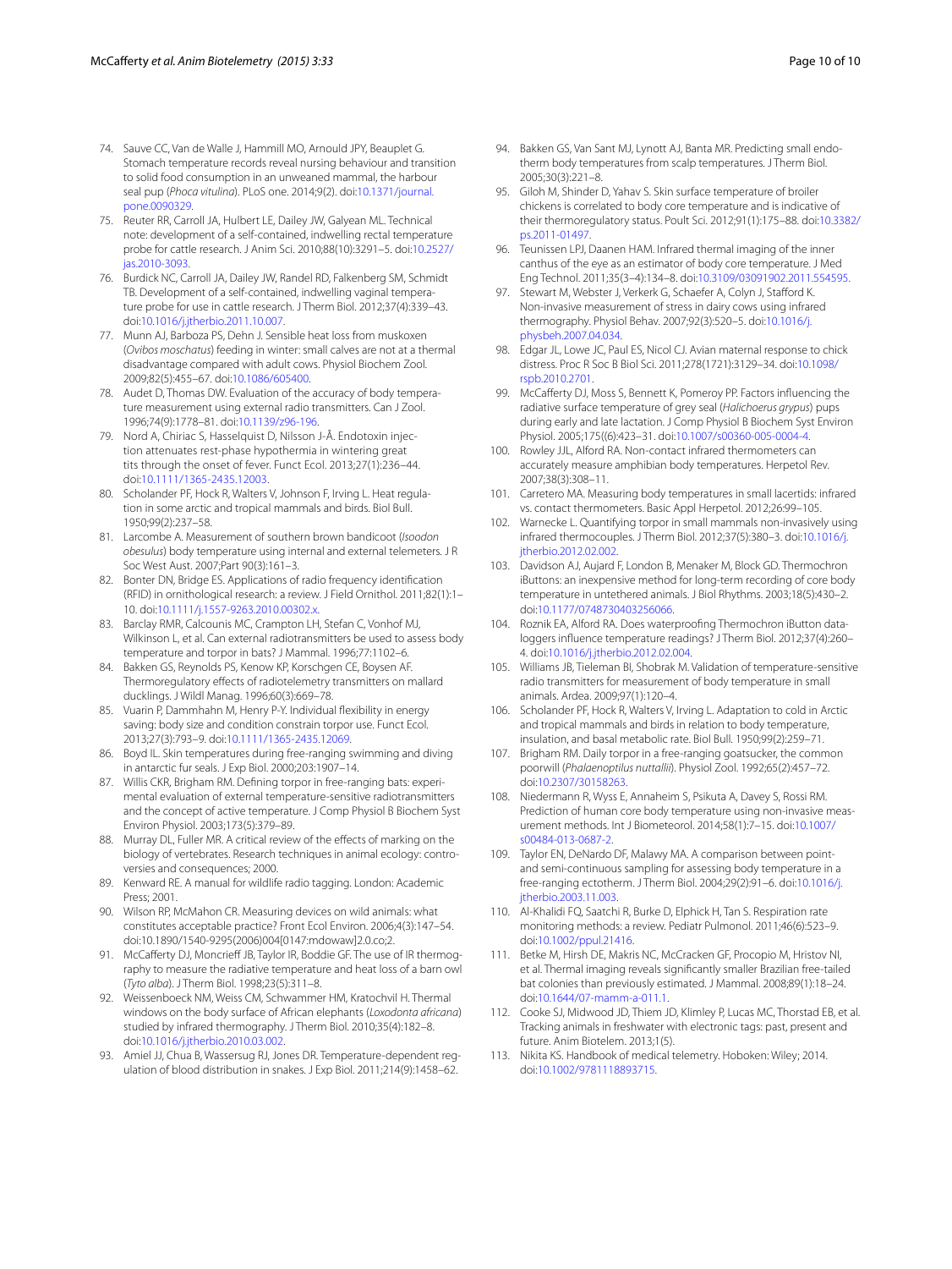74. Sauve CC, Van de Walle J, Hammill MO, Arnould JPY, Beauplet G. Stomach temperature records reveal nursing behaviour and transition to solid food consumption in an unweaned mammal, the harbour seal pup (*Phoca vitulina*). PLoS one. 2014;9(2). doi:10.1371/journal.pone.0090329.
75. Reuter RR, Carroll JA, Hulbert LE, Dailey JW, Galyean ML. Technical note: development of a self-contained, indwelling rectal temperature probe for cattle research. J Anim Sci. 2010;88(10):3291–5. doi:10.2527/jas.2010-3093.
76. Burdick NC, Carroll JA, Dailey JW, Randel RD, Falkenberg SM, Schmidt TB. Development of a self-contained, indwelling vaginal temperature probe for use in cattle research. J Therm Biol. 2012;37(4):339–43. doi:10.1016/j.jtherbio.2011.10.007.
77. Munn AJ, Barboza PS, Dehn J. Sensible heat loss from muskoxen (*Ovibos moschatus*) feeding in winter: small calves are not at a thermal disadvantage compared with adult cows. Physiol Biochem Zool. 2009;82(5):455–67. doi:10.1086/605400.
78. Audet D, Thomas DW. Evaluation of the accuracy of body temperature measurement using external radio transmitters. Can J Zool. 1996;74(9):1778–81. doi:10.1139/z96-196.
79. Nord A, Chiriac S, Hasselquist D, Nilsson J-Å. Endotoxin injection attenuates rest-phase hypothermia in wintering great tits through the onset of fever. Funct Ecol. 2013;27(1):236–44. doi:10.1111/1365-2435.12003.
80. Scholander PF, Hock R, Walters V, Johnson F, Irving L. Heat regulation in some arctic and tropical mammals and birds. Biol Bull. 1950;99(2):237–58.
81. Larcombe A. Measurement of southern brown bandicoot (*Isoodon obesulus*) body temperature using internal and external telemeters. J R Soc West Aust. 2007;Part 90(3):161–3.
82. Bonter DN, Bridge ES. Applications of radio frequency identification (RFID) in ornithological research: a review. J Field Ornithol. 2011;82(1):1–10. doi:10.1111/j.1557-9263.2010.00302.x.
83. Barclay RMR, Calcounis MC, Crampton LH, Stefan C, Vonhof MJ, Wilkinson L, et al. Can external radiotransmitters be used to assess body temperature and torpor in bats? J Mammal. 1996;77:1102–6.
84. Bakken GS, Reynolds PS, Kenow KP, Korschgen CE, Boysen AF. Thermoregulatory effects of radiotelemetry transmitters on mallard ducklings. J Wildl Manag. 1996;60(3):669–78.
85. Vuarin P, Dammhahn M, Henry P-Y. Individual flexibility in energy saving: body size and condition constrain torpor use. Funct Ecol. 2013;27(3):793–9. doi:10.1111/1365-2435.12069.
86. Boyd IL. Skin temperatures during free-ranging swimming and diving in antarctic fur seals. J Exp Biol. 2000;203:1907–14.
87. Willis CKR, Brigham RM. Defining torpor in free-ranging bats: experimental evaluation of external temperature-sensitive radiotransmitters and the concept of active temperature. J Comp Physiol B Biochem Syst Environ Physiol. 2003;173(5):379–89.
88. Murray DL, Fuller MR. A critical review of the effects of marking on the biology of vertebrates. Research techniques in animal ecology: controversies and consequences; 2000.
89. Kenward RE. A manual for wildlife radio tagging. London: Academic Press; 2001.
90. Wilson RP, McMahon CR. Measuring devices on wild animals: what constitutes acceptable practice? Front Ecol Environ. 2006;4(3):147–54. doi:10.1890/1540-9295(2006)004[0147:mdowaw]2.0.co;2.
91. McCafferty DJ, Moncrieff JB, Taylor IR, Boddie GF. The use of IR thermography to measure the radiative temperature and heat loss of a barn owl (*Tyto alba*). J Therm Biol. 1998;23(5):311–8.
92. Weissenboeck NM, Weiss CM, Schwammer HM, Kratochvil H. Thermal windows on the body surface of African elephants (*Loxodonta africana*) studied by infrared thermography. J Therm Biol. 2010;35(4):182–8. doi:10.1016/j.jtherbio.2010.03.002.
93. Amiel JJ, Chua B, Wassersug RJ, Jones DR. Temperature-dependent regulation of blood distribution in snakes. J Exp Biol. 2011;214(9):1458–62.
94. Bakken GS, Van Sant MJ, Lynott AJ, Banta MR. Predicting small endotherm body temperatures from scalp temperatures. J Therm Biol. 2005;30(3):221–8.
95. Giloh M, Shinder D, Yahav S. Skin surface temperature of broiler chickens is correlated to body core temperature and is indicative of their thermoregulatory status. Poult Sci. 2012;91(1):175–88. doi:10.3382/ps.2011-01497.
96. Teunissen LPJ, Daanen HAM. Infrared thermal imaging of the inner canthus of the eye as an estimator of body core temperature. J Med Eng Technol. 2011;35(3–4):134–8. doi:10.3109/03091902.2011.554595.
97. Stewart M, Webster J, Verkerk G, Schaefer A, Colyn J, Stafford K. Non-invasive measurement of stress in dairy cows using infrared thermography. Physiol Behav. 2007;92(3):520–5. doi:10.1016/j.physbeh.2007.04.034.
98. Edgar JL, Lowe JC, Paul ES, Nicol CJ. Avian maternal response to chick distress. Proc R Soc B Biol Sci. 2011;278(1721):3129–34. doi:10.1098/rspb.2010.2701.
99. McCafferty DJ, Moss S, Bennett K, Pomeroy PP. Factors influencing the radiative surface temperature of grey seal (*Halichoerus grypus*) pups during early and late lactation. J Comp Physiol B Biochem Syst Environ Physiol. 2005;175((6):423–31. doi:10.1007/s00360-005-0004-4.
100. Rowley JJL, Alford RA. Non-contact infrared thermometers can accurately measure amphibian body temperatures. Herpetol Rev. 2007;38(3):308–11.
101. Carretero MA. Measuring body temperatures in small lacertids: infrared vs. contact thermometers. Basic Appl Herpetol. 2012;26:99–105.
102. Warnecke L. Quantifying torpor in small mammals non-invasively using infrared thermocouples. J Therm Biol. 2012;37(5):380–3. doi:10.1016/j.jtherbio.2012.02.002.
103. Davidson AJ, Aujard F, London B, Menaker M, Block GD. Thermochron iButtons: an inexpensive method for long-term recording of core body temperature in untethered animals. J Biol Rhythms. 2003;18(5):430–2. doi:10.1177/0748730403256066.
104. Roznik EA, Alford RA. Does waterproofing Thermochron iButton dataloggers influence temperature readings? J Therm Biol. 2012;37(4):260–4. doi:10.1016/j.jtherbio.2012.02.004.
105. Williams JB, Tieleman BI, Shobrak M. Validation of temperature-sensitive radio transmitters for measurement of body temperature in small animals. Ardea. 2009;97(1):120–4.
106. Scholander PF, Hock R, Walters V, Irving L. Adaptation to cold in Arctic and tropical mammals and birds in relation to body temperature, insulation, and basal metabolic rate. Biol Bull. 1950;99(2):259–71.
107. Brigham RM. Daily torpor in a free-ranging goatsucker, the common poorwill (*Phalaenoptilus nuttallii*). Physiol Zool. 1992;65(2):457–72. doi:10.2307/30158263.
108. Niedermann R, Wyss E, Annaheim S, Psikuta A, Davey S, Rossi RM. Prediction of human core body temperature using non-invasive measurement methods. Int J Biometeorol. 2014;58(1):7–15. doi:10.1007/s00484-013-0687-2.
109. Taylor EN, DeNardo DF, Malawy MA. A comparison between point- and semi-continuous sampling for assessing body temperature in a free-ranging ectotherm. J Therm Biol. 2004;29(2):91–6. doi:10.1016/j.jtherbio.2003.11.003.
110. Al-Khalidi FQ, Saatchi R, Burke D, Elphick H, Tan S. Respiration rate monitoring methods: a review. Pediatr Pulmonol. 2011;46(6):523–9. doi:10.1002/ppul.21416.
111. Betke M, Hirsh DE, Makris NC, McCracken GF, Procopio M, Hristov NI, et al. Thermal imaging reveals significantly smaller Brazilian free-tailed bat colonies than previously estimated. J Mammal. 2008;89(1):18–24. doi:10.1644/07-mamm-a-011.1.
112. Cooke SJ, Midwood JD, Thiem JD, Klimley P, Lucas MC, Thorstad EB, et al. Tracking animals in freshwater with electronic tags: past, present and future. Anim Biotelem. 2013;1(5).
113. Nikita KS. Handbook of medical telemetry. Hoboken: Wiley; 2014. doi:10.1002/9781118893715.